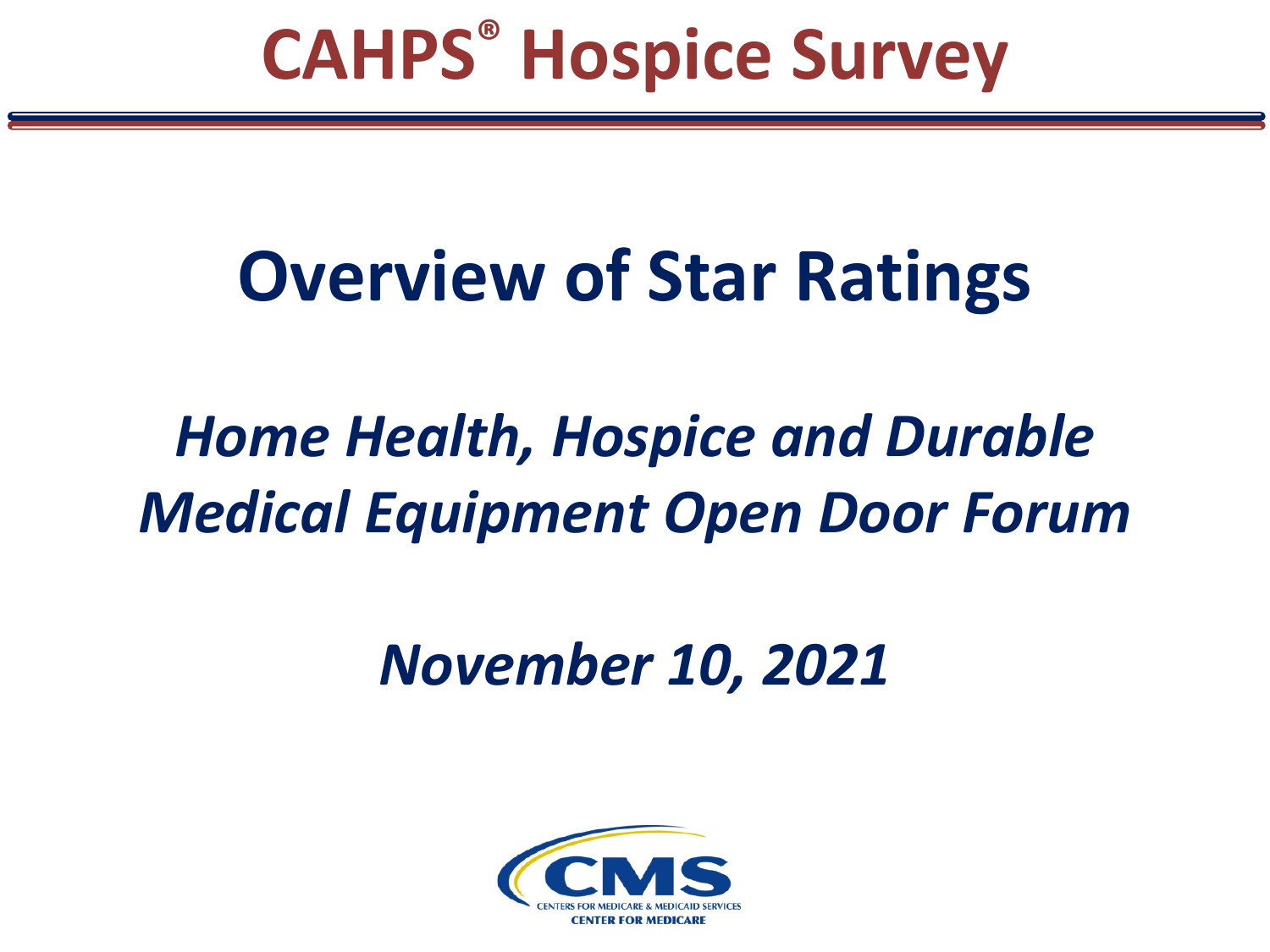# CAHPS® Hospice Survey

## Overview of Star Ratings

*Home Health, Hospice and Durable Medical Equipment Open Door Forum*

*November 10, 2021*

CENTERS FOR MEDICARE & MEDICAID SERVICES
CENTER FOR MEDICARE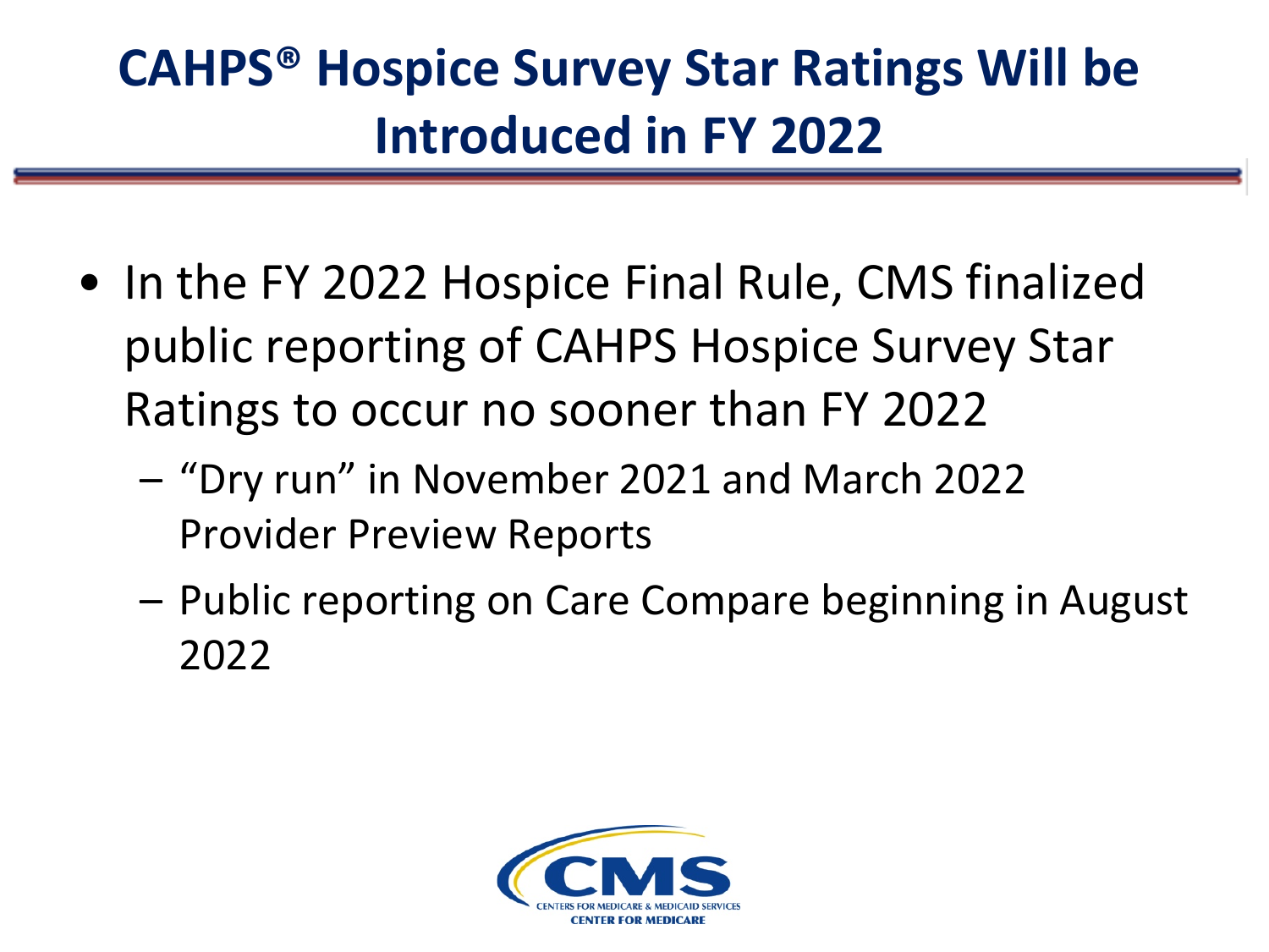# CAHPS® Hospice Survey Star Ratings Will be Introduced in FY 2022

- In the FY 2022 Hospice Final Rule, CMS finalized public reporting of CAHPS Hospice Survey Star Ratings to occur no sooner than FY 2022
  - "Dry run" in November 2021 and March 2022 Provider Preview Reports
  - Public reporting on Care Compare beginning in August 2022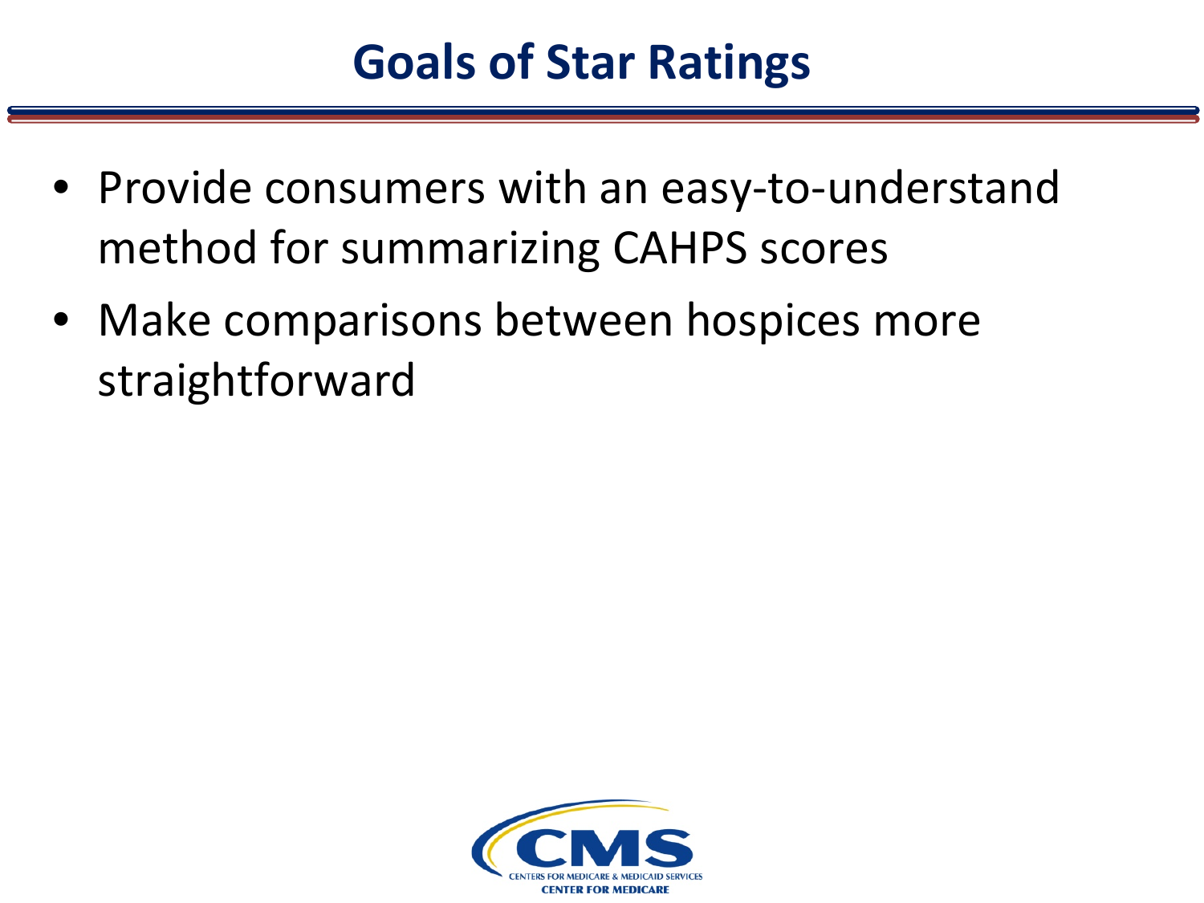# Goals of Star Ratings

- Provide consumers with an easy-to-understand method for summarizing CAHPS scores
- Make comparisons between hospices more straightforward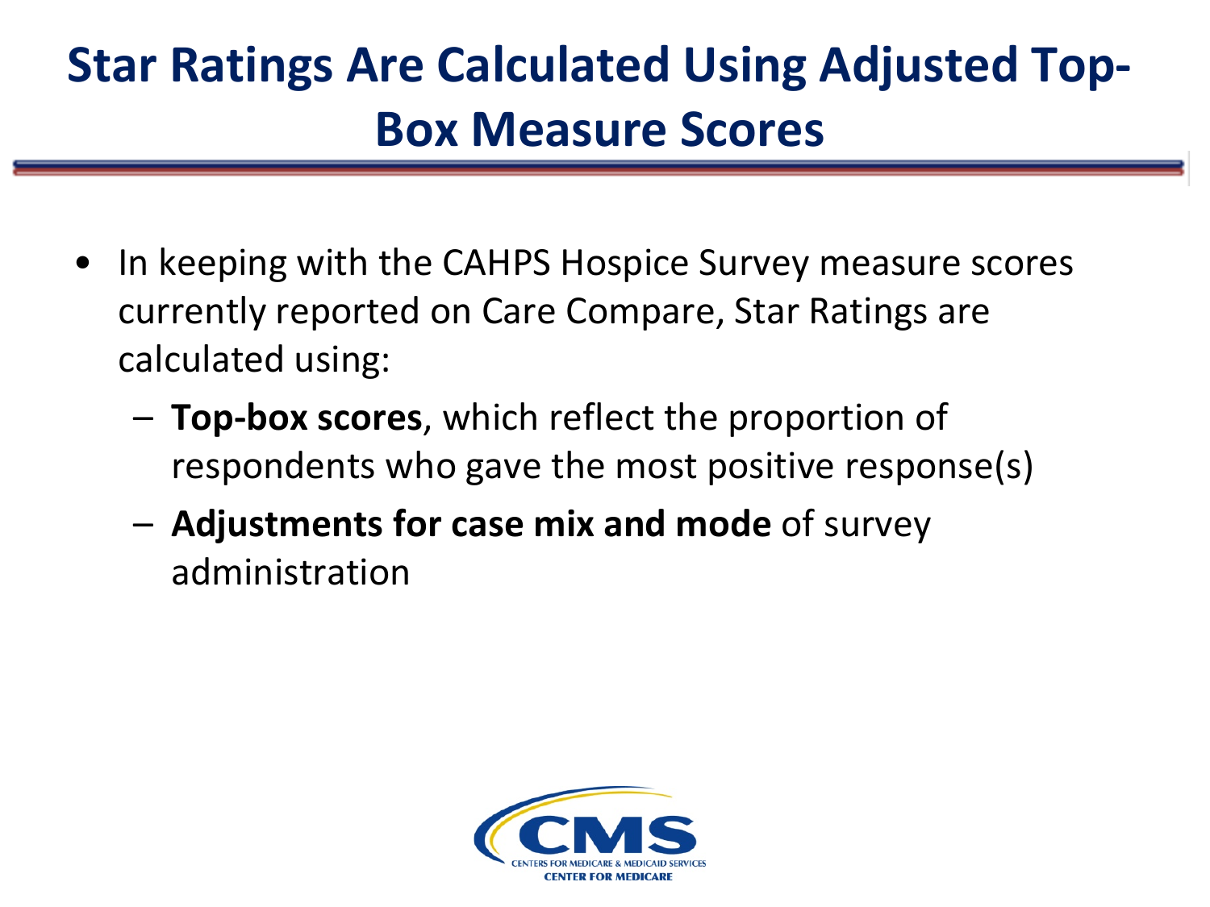# Star Ratings Are Calculated Using Adjusted Top-Box Measure Scores

- In keeping with the CAHPS Hospice Survey measure scores currently reported on Care Compare, Star Ratings are calculated using:
  - **Top-box scores**, which reflect the proportion of respondents who gave the most positive response(s)
  - **Adjustments for case mix and mode** of survey administration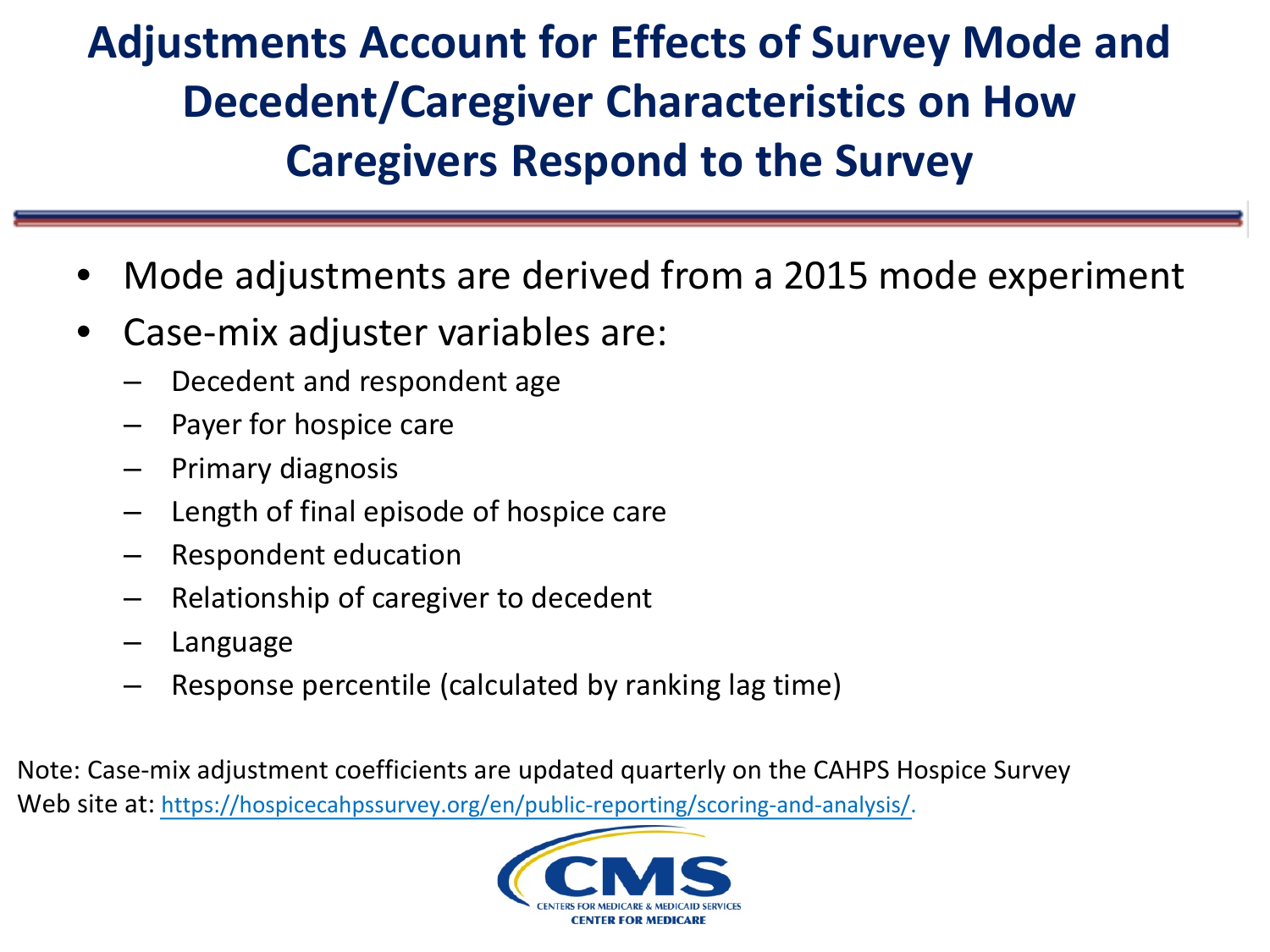# Adjustments Account for Effects of Survey Mode and Decedent/Caregiver Characteristics on How Caregivers Respond to the Survey

- Mode adjustments are derived from a 2015 mode experiment
- Case-mix adjuster variables are:
  - Decedent and respondent age
  - Payer for hospice care
  - Primary diagnosis
  - Length of final episode of hospice care
  - Respondent education
  - Relationship of caregiver to decedent
  - Language
  - Response percentile (calculated by ranking lag time)

Note: Case-mix adjustment coefficients are updated quarterly on the CAHPS Hospice Survey Web site at: https://hospicecahpssurvey.org/en/public-reporting/scoring-and-analysis/.

CMS
CENTERS FOR MEDICARE & MEDICAID SERVICES
CENTER FOR MEDICARE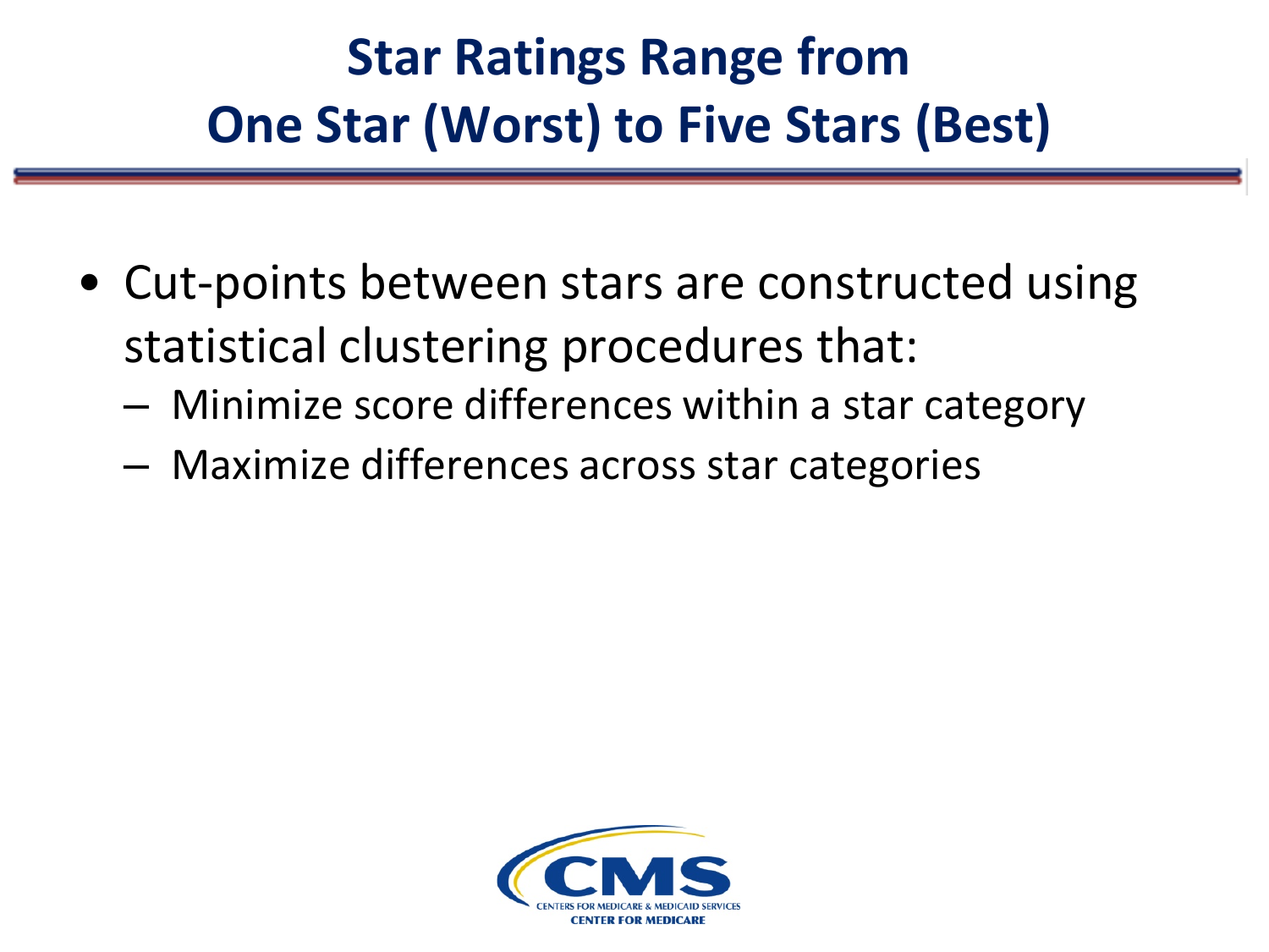# Star Ratings Range from One Star (Worst) to Five Stars (Best)

- Cut-points between stars are constructed using statistical clustering procedures that:
  - Minimize score differences within a star category
  - Maximize differences across star categories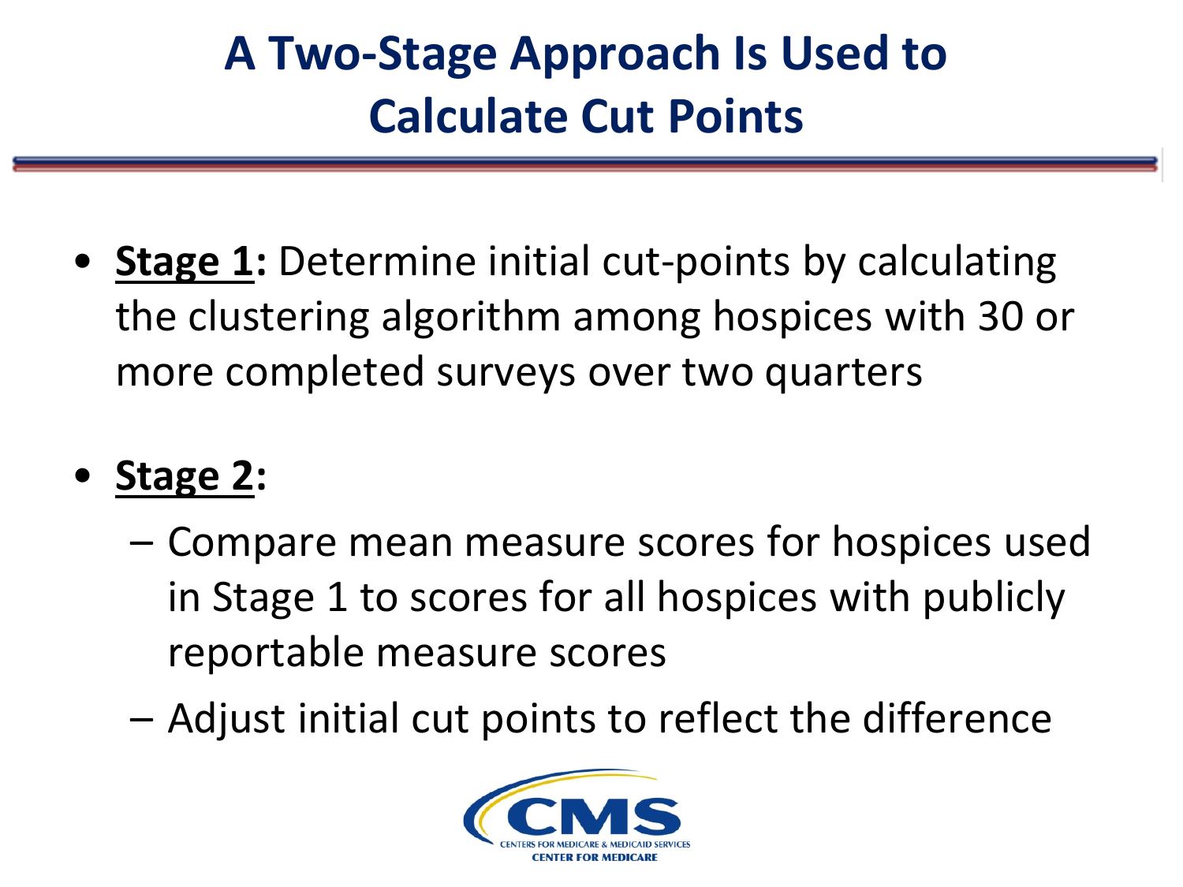# A Two-Stage Approach Is Used to Calculate Cut Points

- **Stage 1:** Determine initial cut-points by calculating the clustering algorithm among hospices with 30 or more completed surveys over two quarters
- **Stage 2:**
  - Compare mean measure scores for hospices used in Stage 1 to scores for all hospices with publicly reportable measure scores
  - Adjust initial cut points to reflect the difference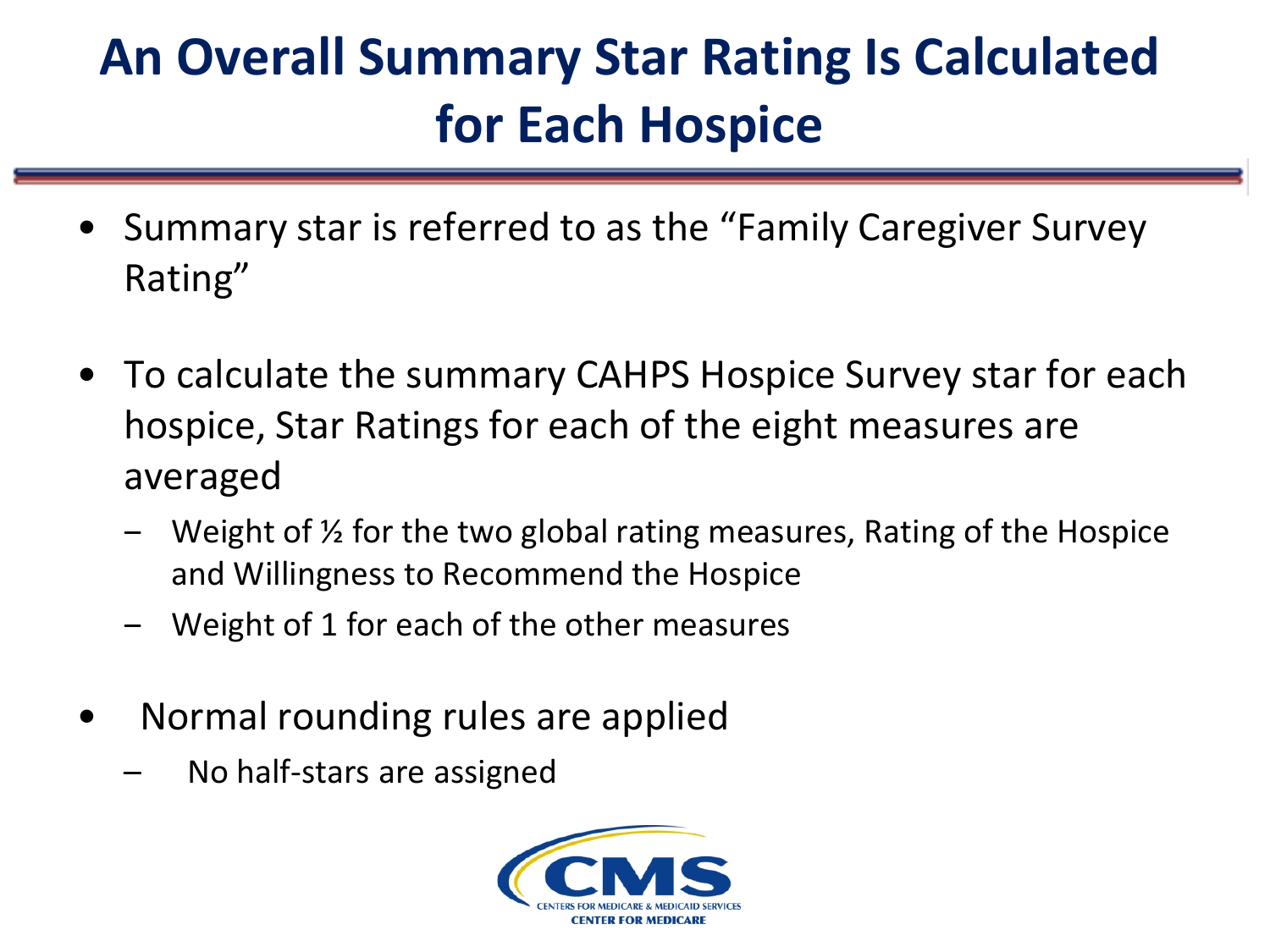# An Overall Summary Star Rating Is Calculated for Each Hospice

- Summary star is referred to as the "Family Caregiver Survey Rating"
- To calculate the summary CAHPS Hospice Survey star for each hospice, Star Ratings for each of the eight measures are averaged
  - Weight of ½ for the two global rating measures, Rating of the Hospice and Willingness to Recommend the Hospice
  - Weight of 1 for each of the other measures
- Normal rounding rules are applied
  - No half-stars are assigned

CMS
CENTERS FOR MEDICARE & MEDICAID SERVICES
CENTER FOR MEDICARE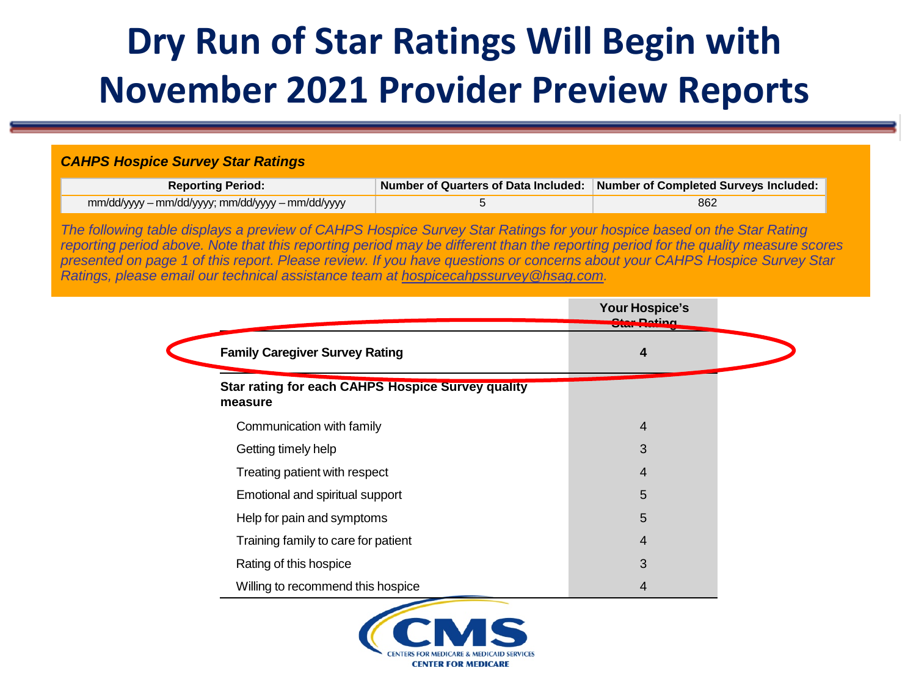# Dry Run of Star Ratings Will Begin with November 2021 Provider Preview Reports

***CAHPS Hospice Survey Star Ratings***

| Reporting Period: | Number of Quarters of Data Included: | Number of Completed Surveys Included: |
|---|---|---|
| mm/dd/yyyy – mm/dd/yyyy; mm/dd/yyyy – mm/dd/yyyy | 5 | 862 |

*The following table displays a preview of CAHPS Hospice Survey Star Ratings for your hospice based on the Star Rating reporting period above. Note that this reporting period may be different than the reporting period for the quality measure scores presented on page 1 of this report. Please review. If you have questions or concerns about your CAHPS Hospice Survey Star Ratings, please email our technical assistance team at hospicecahpssurvey@hsag.com.*

| | Your Hospice's Star Rating |
|---|---|
| **Family Caregiver Survey Rating** | **4** |
| **Star rating for each CAHPS Hospice Survey quality measure** | |
| Communication with family | 4 |
| Getting timely help | 3 |
| Treating patient with respect | 4 |
| Emotional and spiritual support | 5 |
| Help for pain and symptoms | 5 |
| Training family to care for patient | 4 |
| Rating of this hospice | 3 |
| Willing to recommend this hospice | 4 |

CMS
CENTERS FOR MEDICARE & MEDICAID SERVICES
CENTER FOR MEDICARE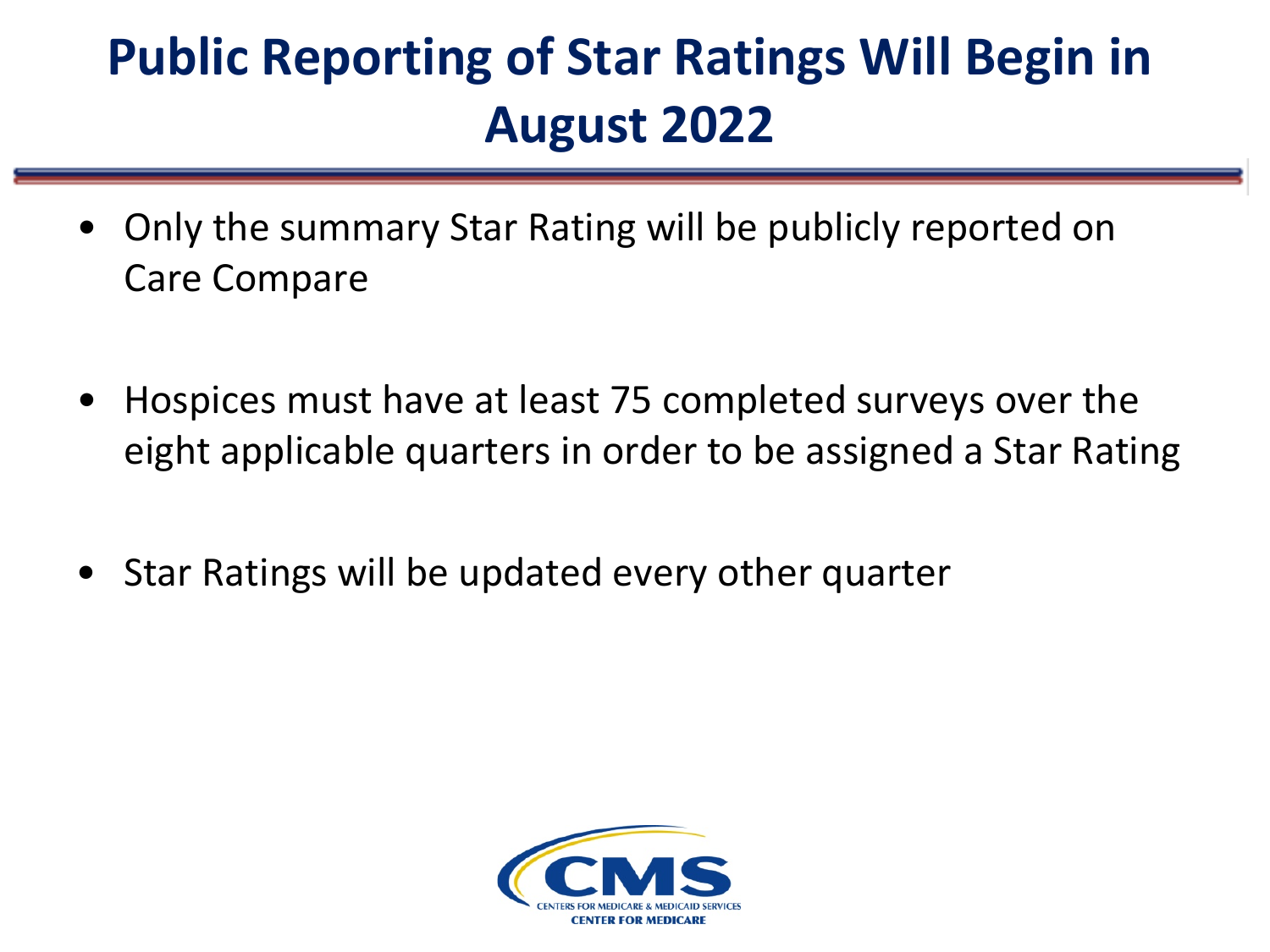# Public Reporting of Star Ratings Will Begin in August 2022

- Only the summary Star Rating will be publicly reported on Care Compare
- Hospices must have at least 75 completed surveys over the eight applicable quarters in order to be assigned a Star Rating
- Star Ratings will be updated every other quarter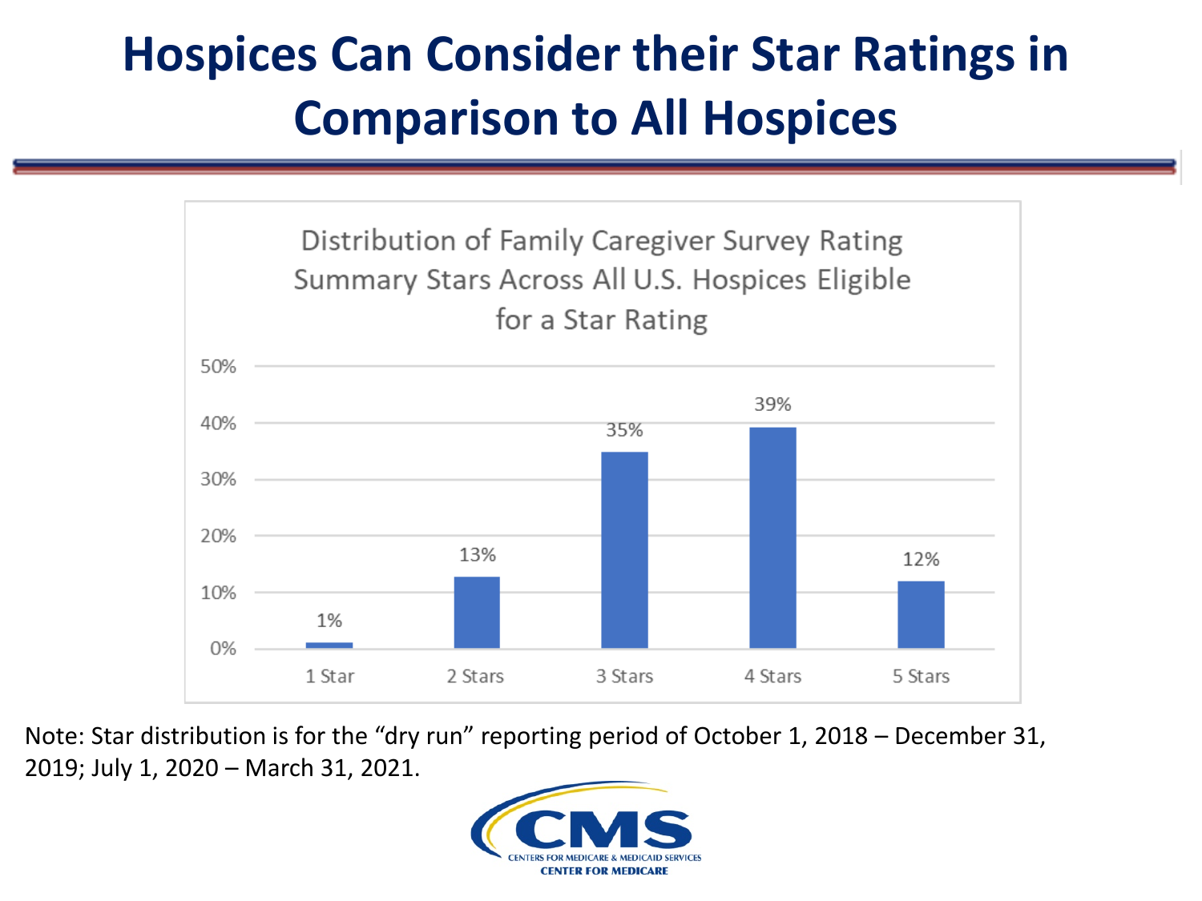# Hospices Can Consider their Star Ratings in Comparison to All Hospices

**Distribution of Family Caregiver Survey Rating Summary Stars Across All U.S. Hospices Eligible for a Star Rating**

| Star Rating | Percentage |
| --- | --- |
| 1 Star | 1% |
| 2 Stars | 13% |
| 3 Stars | 35% |
| 4 Stars | 39% |
| 5 Stars | 12% |

Note: Star distribution is for the "dry run" reporting period of October 1, 2018 – December 31, 2019; July 1, 2020 – March 31, 2021.

CMS
CENTERS FOR MEDICARE & MEDICAID SERVICES
CENTER FOR MEDICARE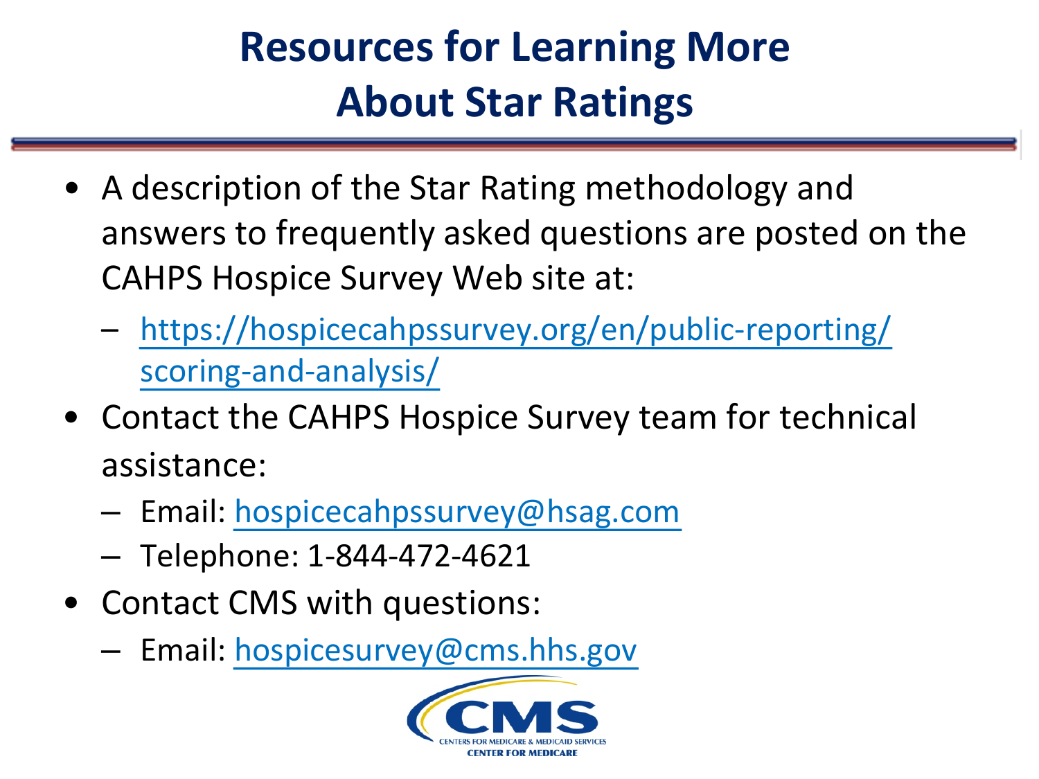# Resources for Learning More About Star Ratings

- A description of the Star Rating methodology and answers to frequently asked questions are posted on the CAHPS Hospice Survey Web site at:
  - https://hospicecahpssurvey.org/en/public-reporting/scoring-and-analysis/
- Contact the CAHPS Hospice Survey team for technical assistance:
  - Email: hospicecahpssurvey@hsag.com
  - Telephone: 1-844-472-4621
- Contact CMS with questions:
  - Email: hospicesurvey@cms.hhs.gov

CMS
CENTERS FOR MEDICARE & MEDICAID SERVICES
CENTER FOR MEDICARE